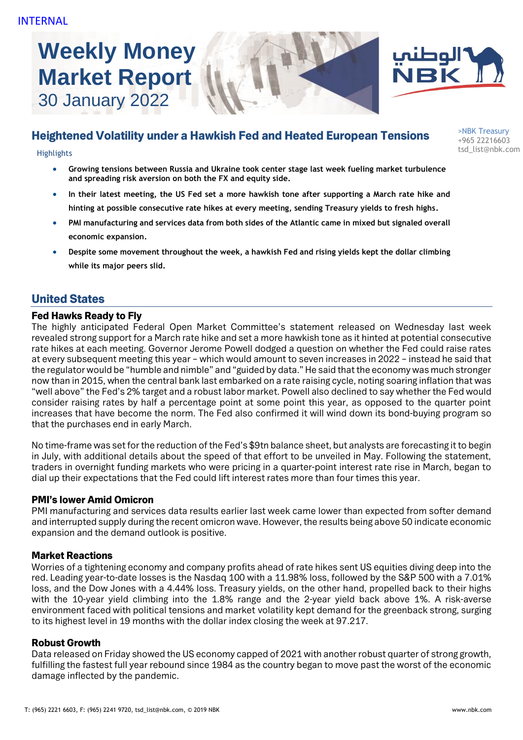INTERNAL

# Weekly Money Market Report

30 January 2022

>NBK Treasury
+965 22216603
tsd_list@nbk.com

## Heightened Volatility under a Hawkish Fed and Heated European Tensions

Highlights

- **Growing tensions between Russia and Ukraine took center stage last week fueling market turbulence and spreading risk aversion on both the FX and equity side.**
- **In their latest meeting, the US Fed set a more hawkish tone after supporting a March rate hike and hinting at possible consecutive rate hikes at every meeting, sending Treasury yields to fresh highs.**
- **PMI manufacturing and services data from both sides of the Atlantic came in mixed but signaled overall economic expansion.**
- **Despite some movement throughout the week, a hawkish Fed and rising yields kept the dollar climbing while its major peers slid.**

## United States

### Fed Hawks Ready to Fly

The highly anticipated Federal Open Market Committee's statement released on Wednesday last week revealed strong support for a March rate hike and set a more hawkish tone as it hinted at potential consecutive rate hikes at each meeting. Governor Jerome Powell dodged a question on whether the Fed could raise rates at every subsequent meeting this year – which would amount to seven increases in 2022 – instead he said that the regulator would be "humble and nimble" and "guided by data." He said that the economy was much stronger now than in 2015, when the central bank last embarked on a rate raising cycle, noting soaring inflation that was "well above" the Fed's 2% target and a robust labor market. Powell also declined to say whether the Fed would consider raising rates by half a percentage point at some point this year, as opposed to the quarter point increases that have become the norm. The Fed also confirmed it will wind down its bond-buying program so that the purchases end in early March.

No time-frame was set for the reduction of the Fed's $9tn balance sheet, but analysts are forecasting it to begin in July, with additional details about the speed of that effort to be unveiled in May. Following the statement, traders in overnight funding markets who were pricing in a quarter-point interest rate rise in March, began to dial up their expectations that the Fed could lift interest rates more than four times this year.

### PMI's lower Amid Omicron

PMI manufacturing and services data results earlier last week came lower than expected from softer demand and interrupted supply during the recent omicron wave. However, the results being above 50 indicate economic expansion and the demand outlook is positive.

### Market Reactions

Worries of a tightening economy and company profits ahead of rate hikes sent US equities diving deep into the red. Leading year-to-date losses is the Nasdaq 100 with a 11.98% loss, followed by the S&P 500 with a 7.01% loss, and the Dow Jones with a 4.44% loss. Treasury yields, on the other hand, propelled back to their highs with the 10-year yield climbing into the 1.8% range and the 2-year yield back above 1%. A risk-averse environment faced with political tensions and market volatility kept demand for the greenback strong, surging to its highest level in 19 months with the dollar index closing the week at 97.217.

### Robust Growth

Data released on Friday showed the US economy capped of 2021 with another robust quarter of strong growth, fulfilling the fastest full year rebound since 1984 as the country began to move past the worst of the economic damage inflicted by the pandemic.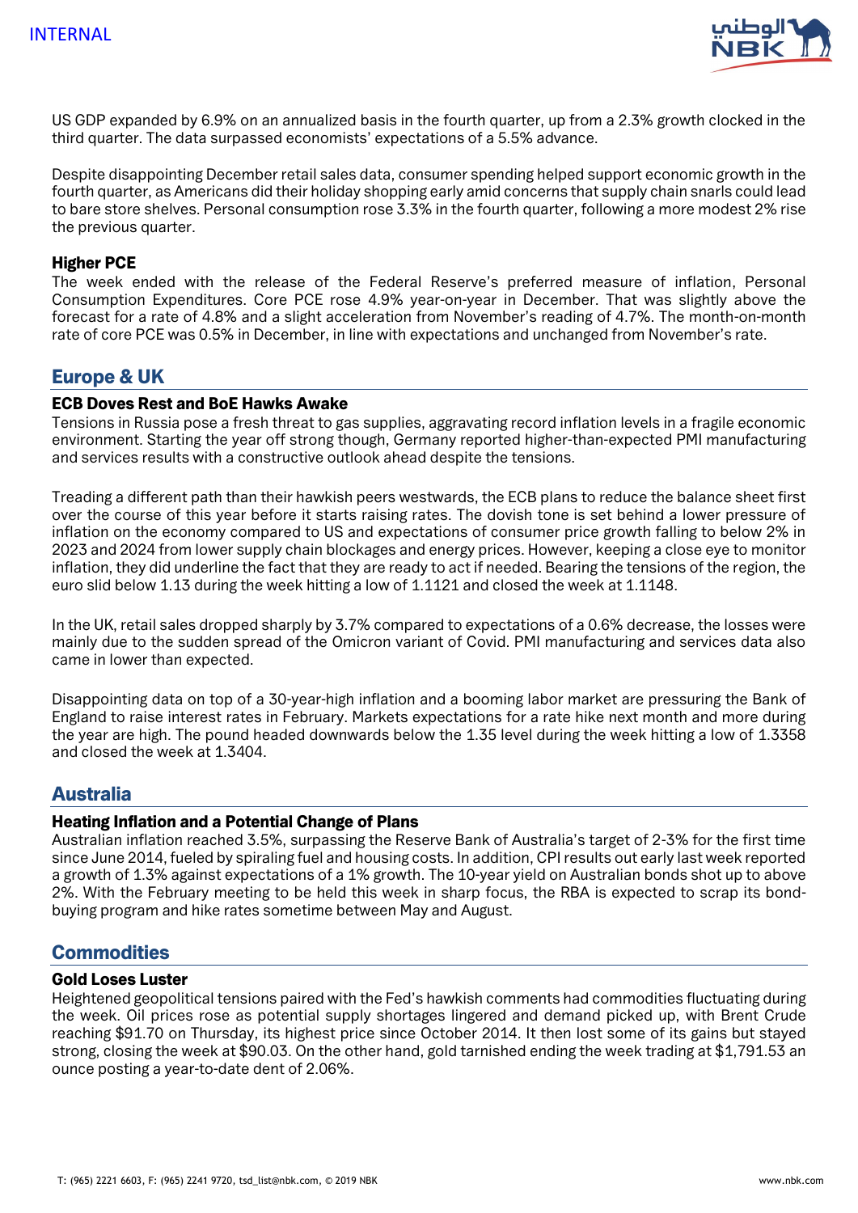US GDP expanded by 6.9% on an annualized basis in the fourth quarter, up from a 2.3% growth clocked in the third quarter. The data surpassed economists' expectations of a 5.5% advance.

Despite disappointing December retail sales data, consumer spending helped support economic growth in the fourth quarter, as Americans did their holiday shopping early amid concerns that supply chain snarls could lead to bare store shelves. Personal consumption rose 3.3% in the fourth quarter, following a more modest 2% rise the previous quarter.

### Higher PCE

The week ended with the release of the Federal Reserve's preferred measure of inflation, Personal Consumption Expenditures. Core PCE rose 4.9% year-on-year in December. That was slightly above the forecast for a rate of 4.8% and a slight acceleration from November's reading of 4.7%. The month-on-month rate of core PCE was 0.5% in December, in line with expectations and unchanged from November's rate.

## Europe & UK

### ECB Doves Rest and BoE Hawks Awake

Tensions in Russia pose a fresh threat to gas supplies, aggravating record inflation levels in a fragile economic environment. Starting the year off strong though, Germany reported higher-than-expected PMI manufacturing and services results with a constructive outlook ahead despite the tensions.

Treading a different path than their hawkish peers westwards, the ECB plans to reduce the balance sheet first over the course of this year before it starts raising rates. The dovish tone is set behind a lower pressure of inflation on the economy compared to US and expectations of consumer price growth falling to below 2% in 2023 and 2024 from lower supply chain blockages and energy prices. However, keeping a close eye to monitor inflation, they did underline the fact that they are ready to act if needed. Bearing the tensions of the region, the euro slid below 1.13 during the week hitting a low of 1.1121 and closed the week at 1.1148.

In the UK, retail sales dropped sharply by 3.7% compared to expectations of a 0.6% decrease, the losses were mainly due to the sudden spread of the Omicron variant of Covid. PMI manufacturing and services data also came in lower than expected.

Disappointing data on top of a 30-year-high inflation and a booming labor market are pressuring the Bank of England to raise interest rates in February. Markets expectations for a rate hike next month and more during the year are high. The pound headed downwards below the 1.35 level during the week hitting a low of 1.3358 and closed the week at 1.3404.

## Australia

### Heating Inflation and a Potential Change of Plans

Australian inflation reached 3.5%, surpassing the Reserve Bank of Australia's target of 2-3% for the first time since June 2014, fueled by spiraling fuel and housing costs. In addition, CPI results out early last week reported a growth of 1.3% against expectations of a 1% growth. The 10-year yield on Australian bonds shot up to above 2%. With the February meeting to be held this week in sharp focus, the RBA is expected to scrap its bond-buying program and hike rates sometime between May and August.

## Commodities

### Gold Loses Luster

Heightened geopolitical tensions paired with the Fed's hawkish comments had commodities fluctuating during the week. Oil prices rose as potential supply shortages lingered and demand picked up, with Brent Crude reaching $91.70 on Thursday, its highest price since October 2014. It then lost some of its gains but stayed strong, closing the week at $90.03. On the other hand, gold tarnished ending the week trading at $1,791.53 an ounce posting a year-to-date dent of 2.06%.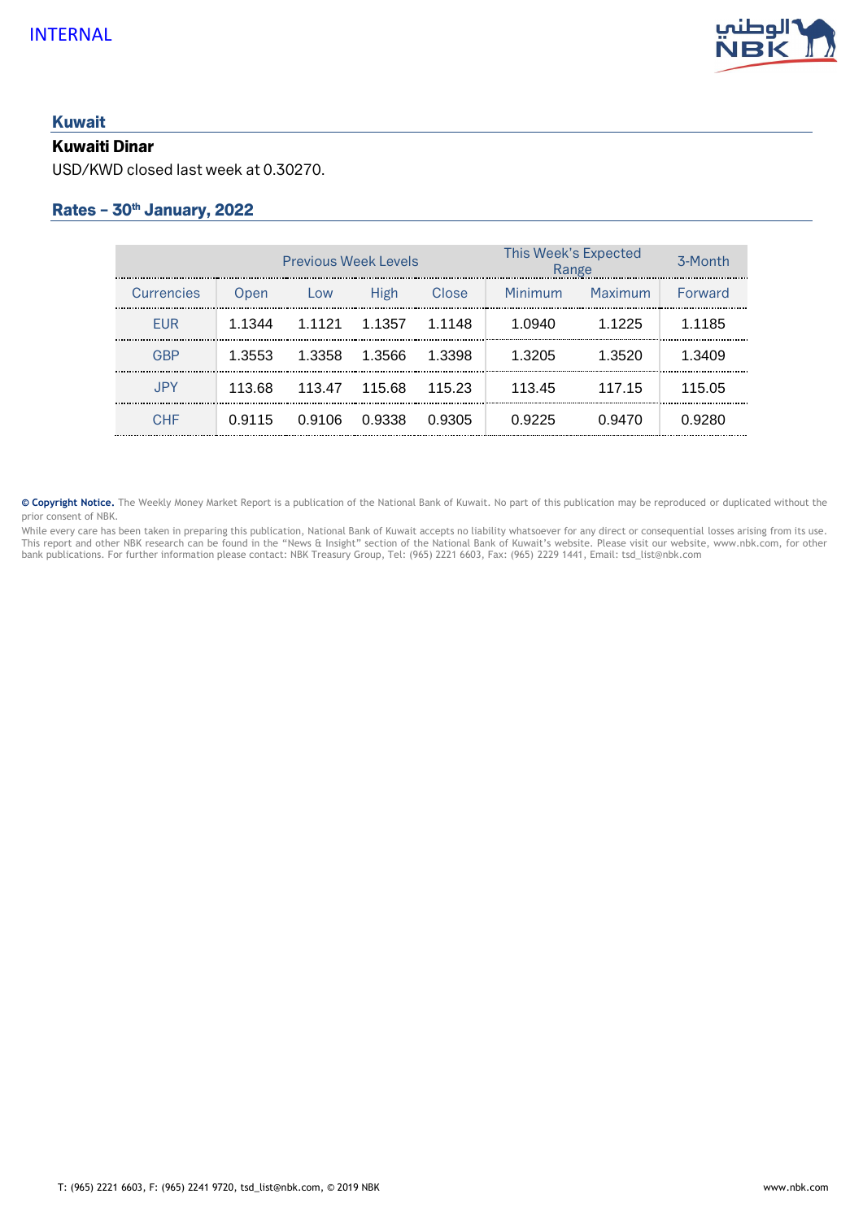## Kuwait

### Kuwaiti Dinar

USD/KWD closed last week at 0.30270.

## Rates – 30th January, 2022

| | Previous Week Levels | | | | This Week's Expected Range | | 3-Month |
|---|---|---|---|---|---|---|---|
| Currencies | Open | Low | High | Close | Minimum | Maximum | Forward |
| EUR | 1.1344 | 1.1121 | 1.1357 | 1.1148 | 1.0940 | 1.1225 | 1.1185 |
| GBP | 1.3553 | 1.3358 | 1.3566 | 1.3398 | 1.3205 | 1.3520 | 1.3409 |
| JPY | 113.68 | 113.47 | 115.68 | 115.23 | 113.45 | 117.15 | 115.05 |
| CHF | 0.9115 | 0.9106 | 0.9338 | 0.9305 | 0.9225 | 0.9470 | 0.9280 |

**© Copyright Notice.** The Weekly Money Market Report is a publication of the National Bank of Kuwait. No part of this publication may be reproduced or duplicated without the prior consent of NBK.

While every care has been taken in preparing this publication, National Bank of Kuwait accepts no liability whatsoever for any direct or consequential losses arising from its use. This report and other NBK research can be found in the "News & Insight" section of the National Bank of Kuwait's website. Please visit our website, www.nbk.com, for other bank publications. For further information please contact: NBK Treasury Group, Tel: (965) 2221 6603, Fax: (965) 2229 1441, Email: tsd_list@nbk.com